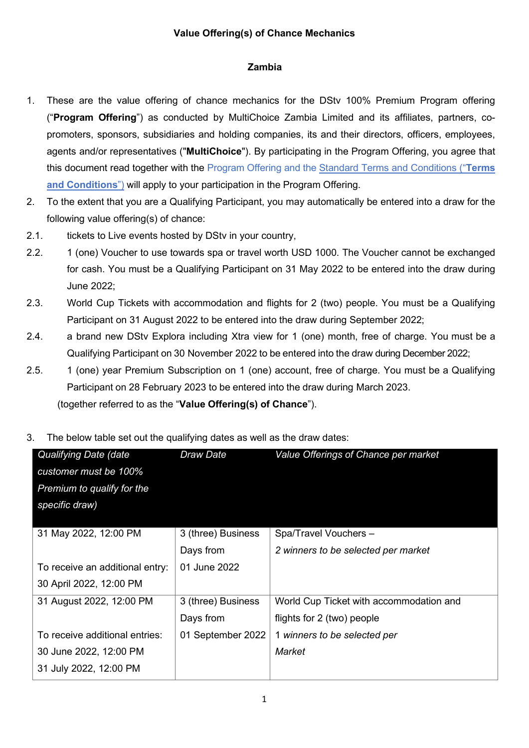**Value Offering(s) of Chance Mechanics**

**Zambia**

1. These are the value offering of chance mechanics for the DStv 100% Premium Program offering ("**Program Offering**") as conducted by MultiChoice Zambia Limited and its affiliates, partners, co-promoters, sponsors, subsidiaries and holding companies, its and their directors, officers, employees, agents and/or representatives ("**MultiChoice**"). By participating in the Program Offering, you agree that this document read together with the Program Offering and the Standard Terms and Conditions ("**Terms and Conditions**") will apply to your participation in the Program Offering.
2. To the extent that you are a Qualifying Participant, you may automatically be entered into a draw for the following value offering(s) of chance:

2.1. tickets to Live events hosted by DStv in your country,

2.2. 1 (one) Voucher to use towards spa or travel worth USD 1000. The Voucher cannot be exchanged for cash. You must be a Qualifying Participant on 31 May 2022 to be entered into the draw during June 2022;

2.3. World Cup Tickets with accommodation and flights for 2 (two) people. You must be a Qualifying Participant on 31 August 2022 to be entered into the draw during September 2022;

2.4. a brand new DStv Explora including Xtra view for 1 (one) month, free of charge. You must be a Qualifying Participant on 30 November 2022 to be entered into the draw during December 2022;

2.5. 1 (one) year Premium Subscription on 1 (one) account, free of charge. You must be a Qualifying Participant on 28 February 2023 to be entered into the draw during March 2023.

(together referred to as the "**Value Offering(s) of Chance**").

3. The below table set out the qualifying dates as well as the draw dates:

| *Qualifying Date (date customer must be 100% Premium to qualify for the specific draw)* | *Draw Date* | *Value Offerings of Chance per market* |
|---|---|---|
| 31 May 2022, 12:00 PM<br><br>To receive an additional entry:<br>30 April 2022, 12:00 PM | 3 (three) Business Days from 01 June 2022 | Spa/Travel Vouchers –<br>*2 winners to be selected per market* |
| 31 August 2022, 12:00 PM<br><br>To receive additional entries:<br>30 June 2022, 12:00 PM<br>31 July 2022, 12:00 PM | 3 (three) Business Days from 01 September 2022 | World Cup Ticket with accommodation and flights for 2 (two) people<br>*1 winners to be selected per Market* |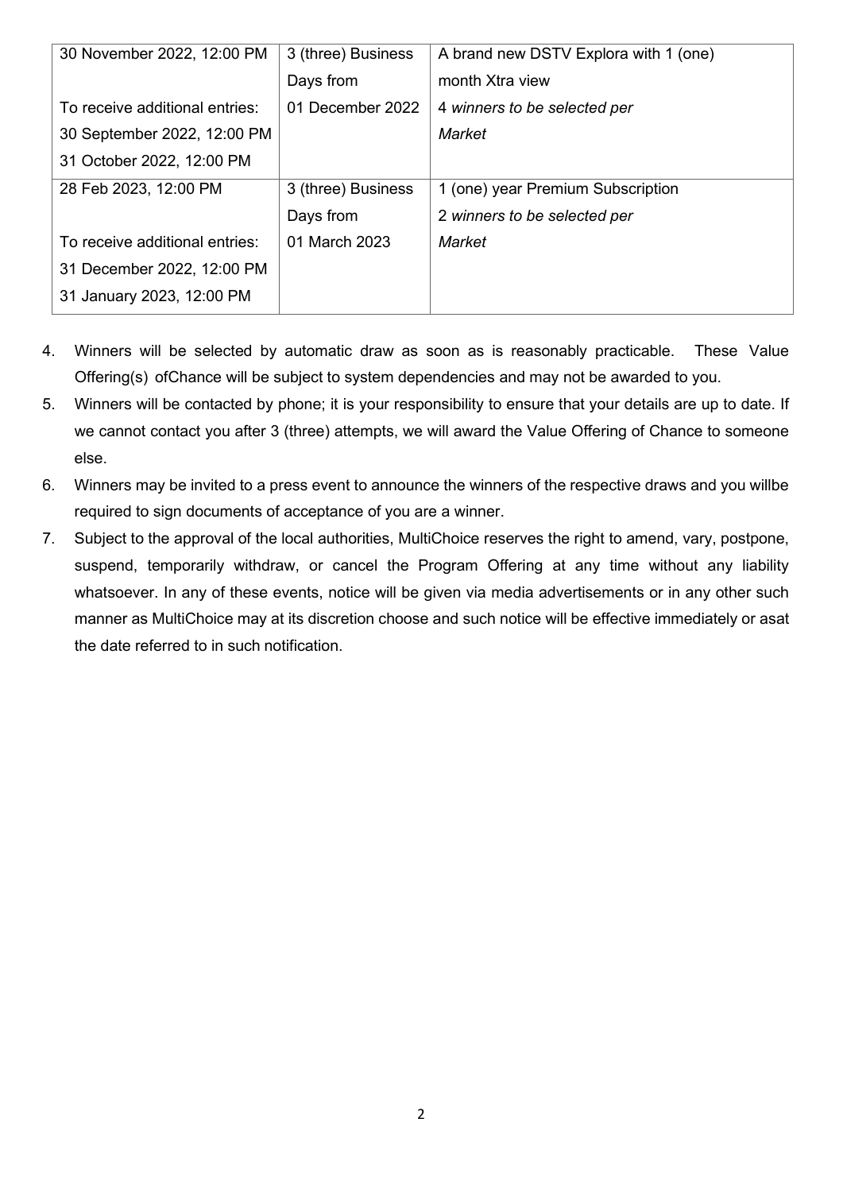| | | |
|---|---|---|
| 30 November 2022, 12:00 PM<br><br>To receive additional entries:<br>30 September 2022, 12:00 PM<br>31 October 2022, 12:00 PM | 3 (three) Business Days from 01 December 2022 | A brand new DSTV Explora with 1 (one) month Xtra view<br>*4 winners to be selected per Market* |
| 28 Feb 2023, 12:00 PM<br><br>To receive additional entries:<br>31 December 2022, 12:00 PM<br>31 January 2023, 12:00 PM | 3 (three) Business Days from 01 March 2023 | 1 (one) year Premium Subscription<br>*2 winners to be selected per Market* |

4. Winners will be selected by automatic draw as soon as is reasonably practicable. These Value Offering(s) ofChance will be subject to system dependencies and may not be awarded to you.
5. Winners will be contacted by phone; it is your responsibility to ensure that your details are up to date. If we cannot contact you after 3 (three) attempts, we will award the Value Offering of Chance to someone else.
6. Winners may be invited to a press event to announce the winners of the respective draws and you willbe required to sign documents of acceptance of you are a winner.
7. Subject to the approval of the local authorities, MultiChoice reserves the right to amend, vary, postpone, suspend, temporarily withdraw, or cancel the Program Offering at any time without any liability whatsoever. In any of these events, notice will be given via media advertisements or in any other such manner as MultiChoice may at its discretion choose and such notice will be effective immediately or asat the date referred to in such notification.